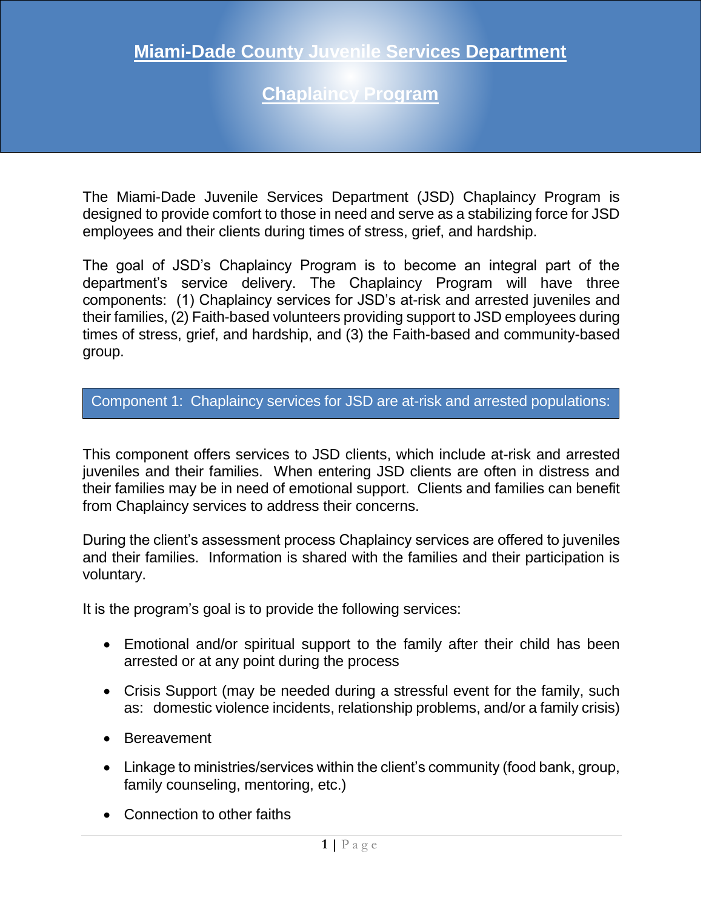# Miami-Dade County Juvenile Services Department

## Chaplaincy Program

The Miami-Dade Juvenile Services Department (JSD) Chaplaincy Program is designed to provide comfort to those in need and serve as a stabilizing force for JSD employees and their clients during times of stress, grief, and hardship.

The goal of JSD's Chaplaincy Program is to become an integral part of the department's service delivery. The Chaplaincy Program will have three components: (1) Chaplaincy services for JSD's at-risk and arrested juveniles and their families, (2) Faith-based volunteers providing support to JSD employees during times of stress, grief, and hardship, and (3) the Faith-based and community-based group.

### Component 1: Chaplaincy services for JSD are at-risk and arrested populations:

This component offers services to JSD clients, which include at-risk and arrested juveniles and their families. When entering JSD clients are often in distress and their families may be in need of emotional support. Clients and families can benefit from Chaplaincy services to address their concerns.

During the client's assessment process Chaplaincy services are offered to juveniles and their families. Information is shared with the families and their participation is voluntary.

It is the program's goal is to provide the following services:

- Emotional and/or spiritual support to the family after their child has been arrested or at any point during the process
- Crisis Support (may be needed during a stressful event for the family, such as: domestic violence incidents, relationship problems, and/or a family crisis)
- Bereavement
- Linkage to ministries/services within the client's community (food bank, group, family counseling, mentoring, etc.)
- Connection to other faiths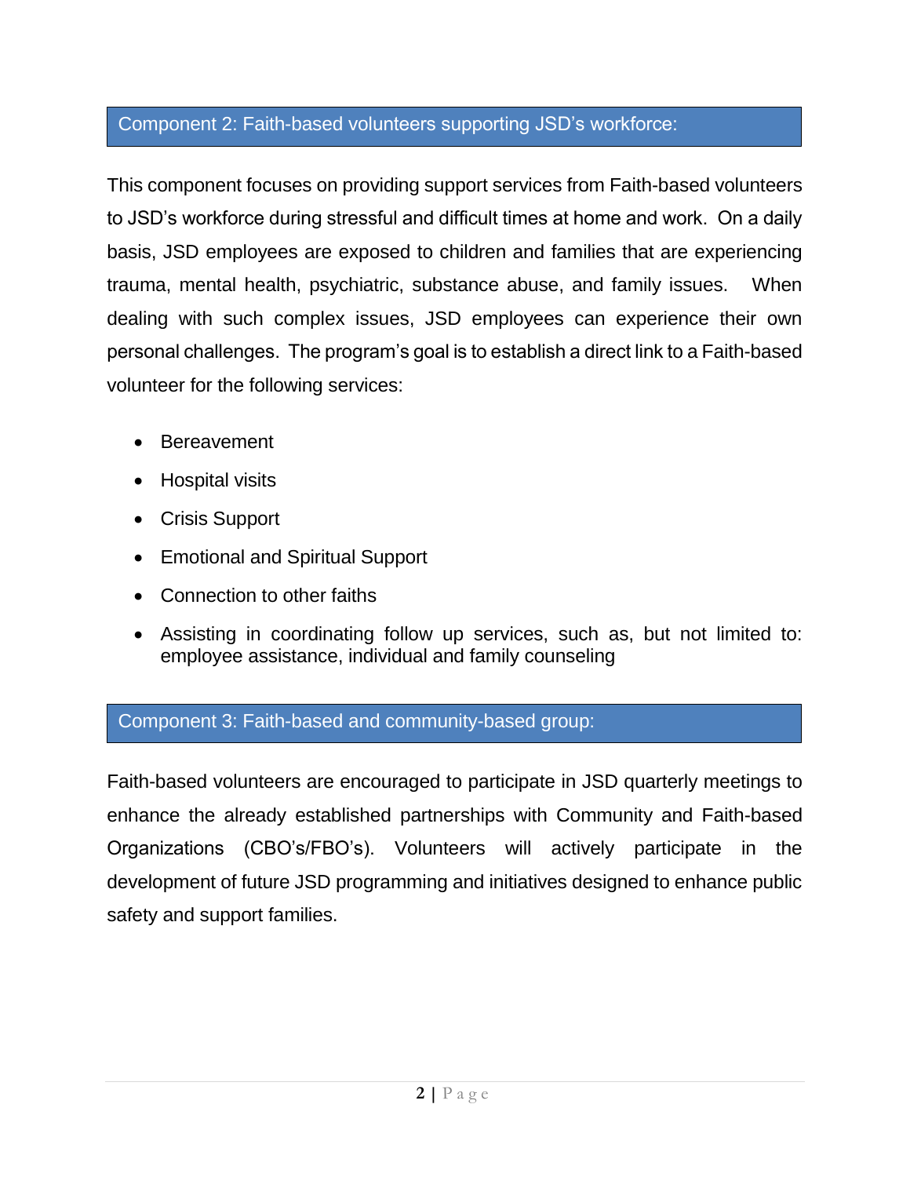## Component 2: Faith-based volunteers supporting JSD's workforce:

This component focuses on providing support services from Faith-based volunteers to JSD's workforce during stressful and difficult times at home and work. On a daily basis, JSD employees are exposed to children and families that are experiencing trauma, mental health, psychiatric, substance abuse, and family issues. When dealing with such complex issues, JSD employees can experience their own personal challenges. The program's goal is to establish a direct link to a Faith-based volunteer for the following services:

- Bereavement
- Hospital visits
- Crisis Support
- Emotional and Spiritual Support
- Connection to other faiths
- Assisting in coordinating follow up services, such as, but not limited to: employee assistance, individual and family counseling

## Component 3: Faith-based and community-based group:

Faith-based volunteers are encouraged to participate in JSD quarterly meetings to enhance the already established partnerships with Community and Faith-based Organizations (CBO's/FBO's). Volunteers will actively participate in the development of future JSD programming and initiatives designed to enhance public safety and support families.